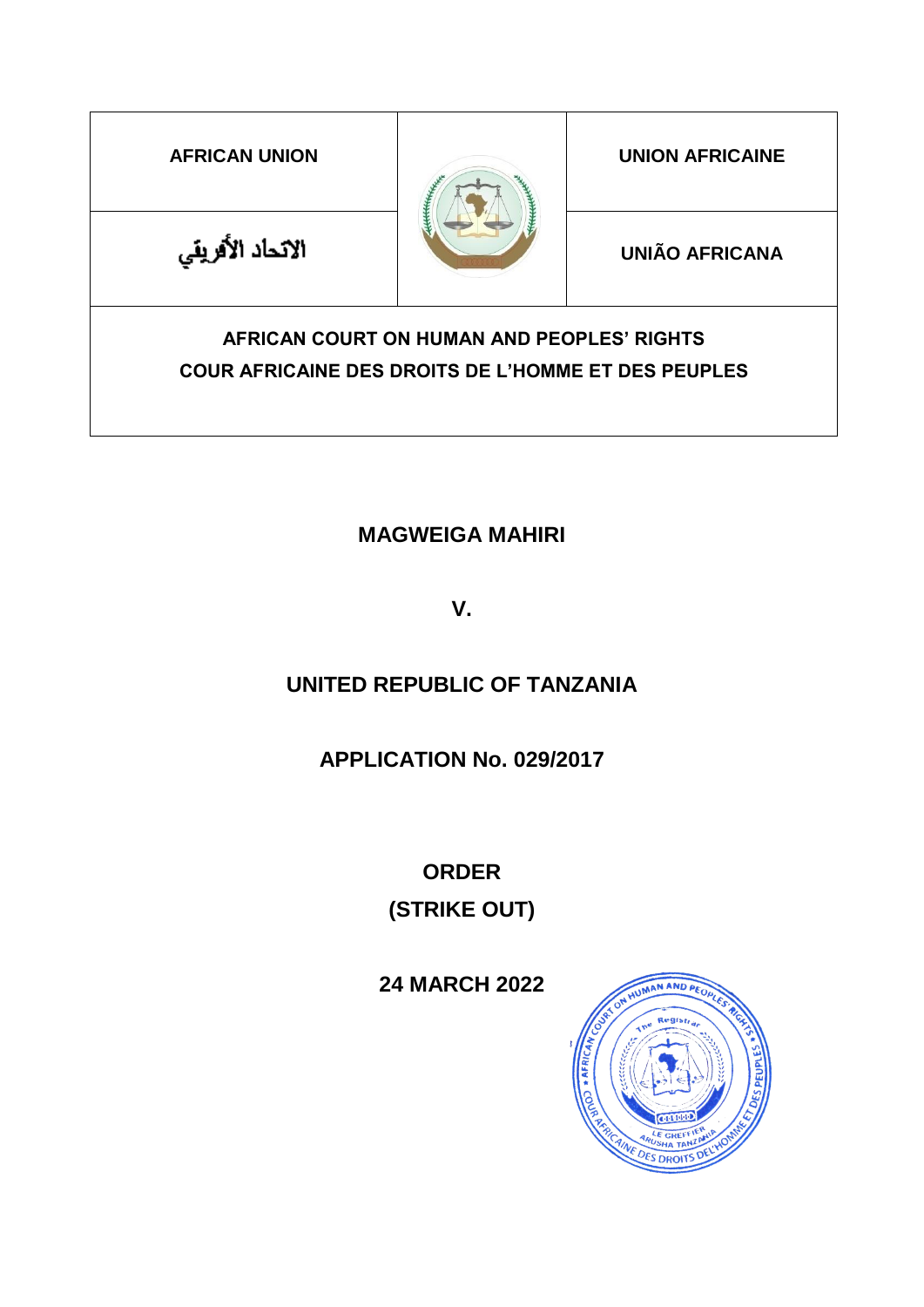| AFRICAN UNION | | UNION AFRICAINE |
| --- | --- | --- |
| الاتحاد الأفريقي | | UNIÃO AFRICANA |

**AFRICAN COURT ON HUMAN AND PEOPLES' RIGHTS**
**COUR AFRICAINE DES DROITS DE L'HOMME ET DES PEUPLES**

# MAGWEIGA MAHIRI

**V.**

# UNITED REPUBLIC OF TANZANIA

## APPLICATION No. 029/2017

## ORDER
## (STRIKE OUT)

**24 MARCH 2022**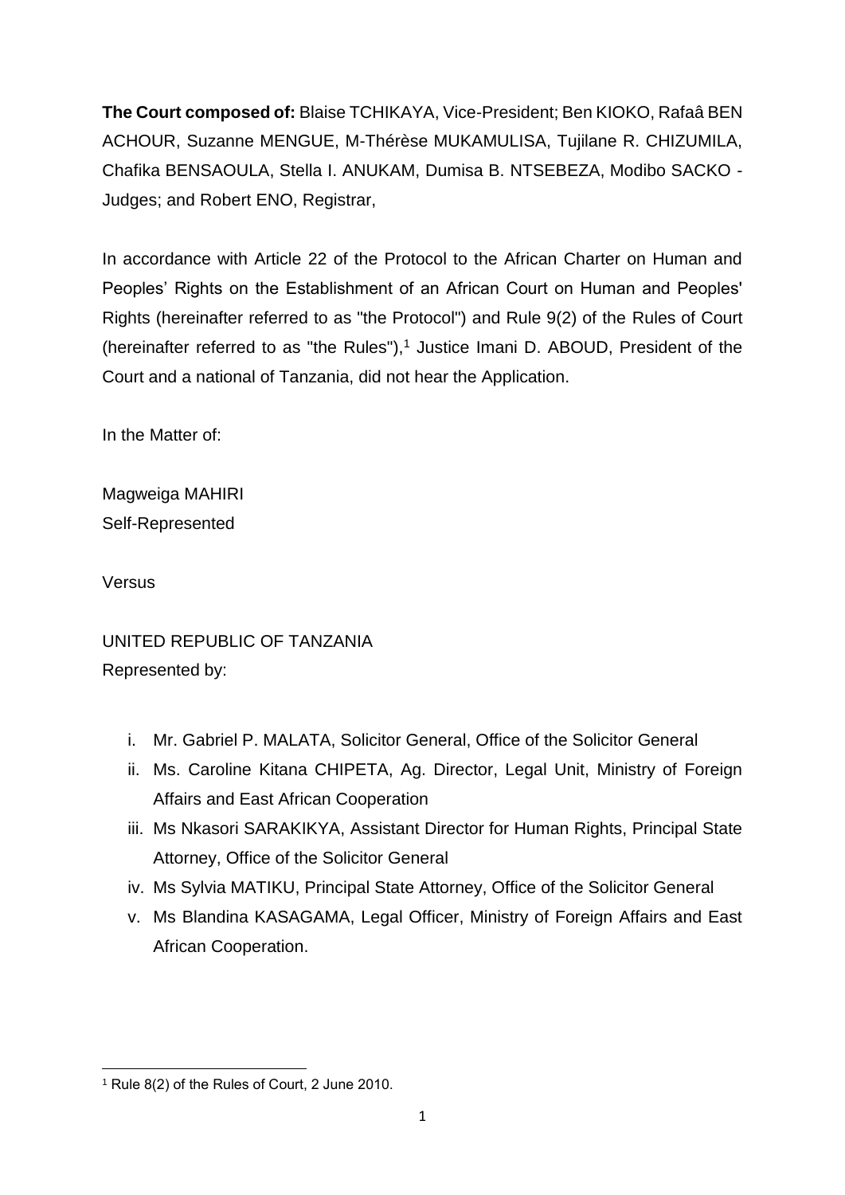**The Court composed of:** Blaise TCHIKAYA, Vice-President; Ben KIOKO, Rafaâ BEN ACHOUR, Suzanne MENGUE, M-Thérèse MUKAMULISA, Tujilane R. CHIZUMILA, Chafika BENSAOULA, Stella I. ANUKAM, Dumisa B. NTSEBEZA, Modibo SACKO - Judges; and Robert ENO, Registrar,

In accordance with Article 22 of the Protocol to the African Charter on Human and Peoples' Rights on the Establishment of an African Court on Human and Peoples' Rights (hereinafter referred to as "the Protocol") and Rule 9(2) of the Rules of Court (hereinafter referred to as "the Rules"),[1] Justice Imani D. ABOUD, President of the Court and a national of Tanzania, did not hear the Application.

In the Matter of:

Magweiga MAHIRI
Self-Represented

Versus

UNITED REPUBLIC OF TANZANIA
Represented by:

i. Mr. Gabriel P. MALATA, Solicitor General, Office of the Solicitor General
ii. Ms. Caroline Kitana CHIPETA, Ag. Director, Legal Unit, Ministry of Foreign Affairs and East African Cooperation
iii. Ms Nkasori SARAKIKYA, Assistant Director for Human Rights, Principal State Attorney, Office of the Solicitor General
iv. Ms Sylvia MATIKU, Principal State Attorney, Office of the Solicitor General
v. Ms Blandina KASAGAMA, Legal Officer, Ministry of Foreign Affairs and East African Cooperation.

[1] Rule 8(2) of the Rules of Court, 2 June 2010.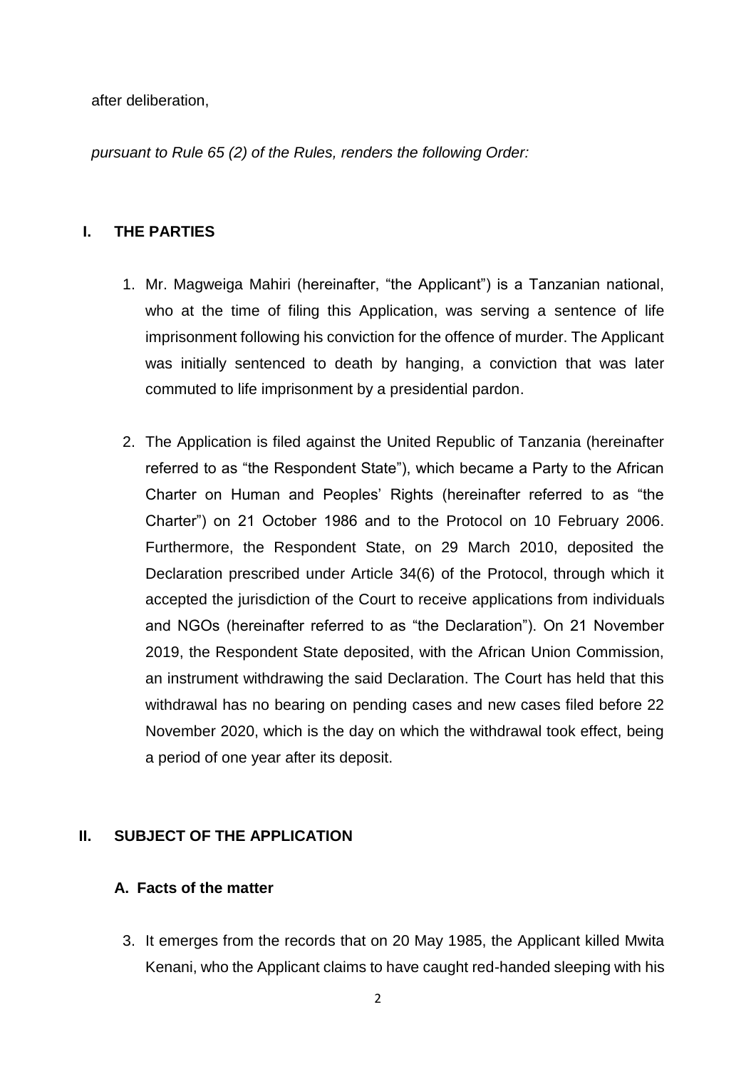after deliberation,

*pursuant to Rule 65 (2) of the Rules, renders the following Order:*

## I. THE PARTIES

1. Mr. Magweiga Mahiri (hereinafter, "the Applicant") is a Tanzanian national, who at the time of filing this Application, was serving a sentence of life imprisonment following his conviction for the offence of murder. The Applicant was initially sentenced to death by hanging, a conviction that was later commuted to life imprisonment by a presidential pardon.

2. The Application is filed against the United Republic of Tanzania (hereinafter referred to as "the Respondent State"), which became a Party to the African Charter on Human and Peoples' Rights (hereinafter referred to as "the Charter") on 21 October 1986 and to the Protocol on 10 February 2006. Furthermore, the Respondent State, on 29 March 2010, deposited the Declaration prescribed under Article 34(6) of the Protocol, through which it accepted the jurisdiction of the Court to receive applications from individuals and NGOs (hereinafter referred to as "the Declaration"). On 21 November 2019, the Respondent State deposited, with the African Union Commission, an instrument withdrawing the said Declaration. The Court has held that this withdrawal has no bearing on pending cases and new cases filed before 22 November 2020, which is the day on which the withdrawal took effect, being a period of one year after its deposit.

## II. SUBJECT OF THE APPLICATION

### A. Facts of the matter

3. It emerges from the records that on 20 May 1985, the Applicant killed Mwita Kenani, who the Applicant claims to have caught red-handed sleeping with his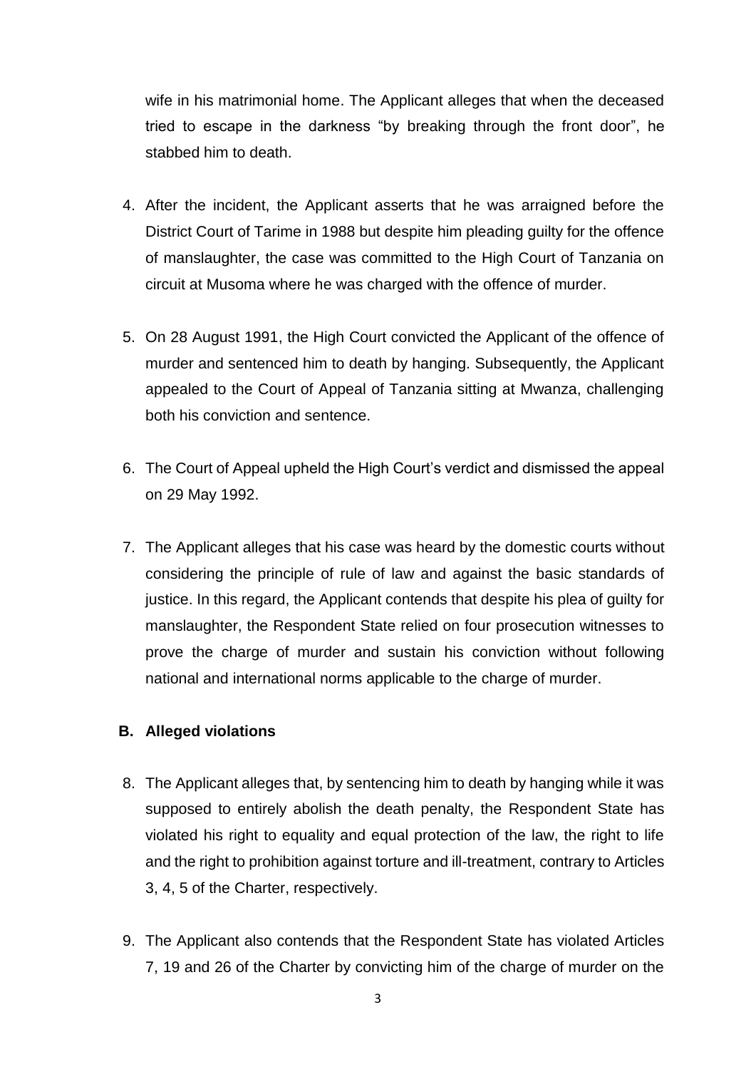wife in his matrimonial home. The Applicant alleges that when the deceased tried to escape in the darkness "by breaking through the front door", he stabbed him to death.

4. After the incident, the Applicant asserts that he was arraigned before the District Court of Tarime in 1988 but despite him pleading guilty for the offence of manslaughter, the case was committed to the High Court of Tanzania on circuit at Musoma where he was charged with the offence of murder.

5. On 28 August 1991, the High Court convicted the Applicant of the offence of murder and sentenced him to death by hanging. Subsequently, the Applicant appealed to the Court of Appeal of Tanzania sitting at Mwanza, challenging both his conviction and sentence.

6. The Court of Appeal upheld the High Court's verdict and dismissed the appeal on 29 May 1992.

7. The Applicant alleges that his case was heard by the domestic courts without considering the principle of rule of law and against the basic standards of justice. In this regard, the Applicant contends that despite his plea of guilty for manslaughter, the Respondent State relied on four prosecution witnesses to prove the charge of murder and sustain his conviction without following national and international norms applicable to the charge of murder.

### B. Alleged violations

8. The Applicant alleges that, by sentencing him to death by hanging while it was supposed to entirely abolish the death penalty, the Respondent State has violated his right to equality and equal protection of the law, the right to life and the right to prohibition against torture and ill-treatment, contrary to Articles 3, 4, 5 of the Charter, respectively.

9. The Applicant also contends that the Respondent State has violated Articles 7, 19 and 26 of the Charter by convicting him of the charge of murder on the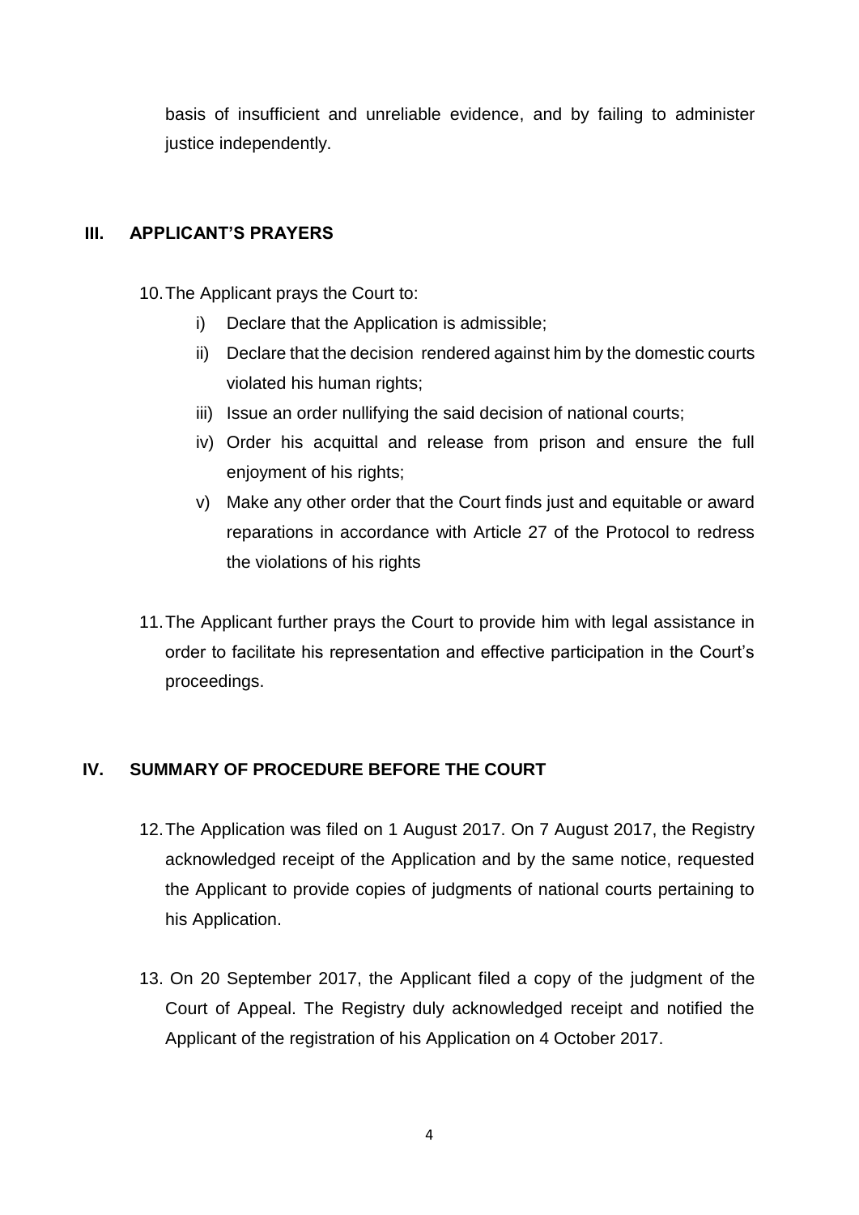basis of insufficient and unreliable evidence, and by failing to administer justice independently.

## III. APPLICANT'S PRAYERS

10. The Applicant prays the Court to:

    i) Declare that the Application is admissible;

    ii) Declare that the decision rendered against him by the domestic courts violated his human rights;

    iii) Issue an order nullifying the said decision of national courts;

    iv) Order his acquittal and release from prison and ensure the full enjoyment of his rights;

    v) Make any other order that the Court finds just and equitable or award reparations in accordance with Article 27 of the Protocol to redress the violations of his rights

11. The Applicant further prays the Court to provide him with legal assistance in order to facilitate his representation and effective participation in the Court's proceedings.

## IV. SUMMARY OF PROCEDURE BEFORE THE COURT

12. The Application was filed on 1 August 2017. On 7 August 2017, the Registry acknowledged receipt of the Application and by the same notice, requested the Applicant to provide copies of judgments of national courts pertaining to his Application.

13. On 20 September 2017, the Applicant filed a copy of the judgment of the Court of Appeal. The Registry duly acknowledged receipt and notified the Applicant of the registration of his Application on 4 October 2017.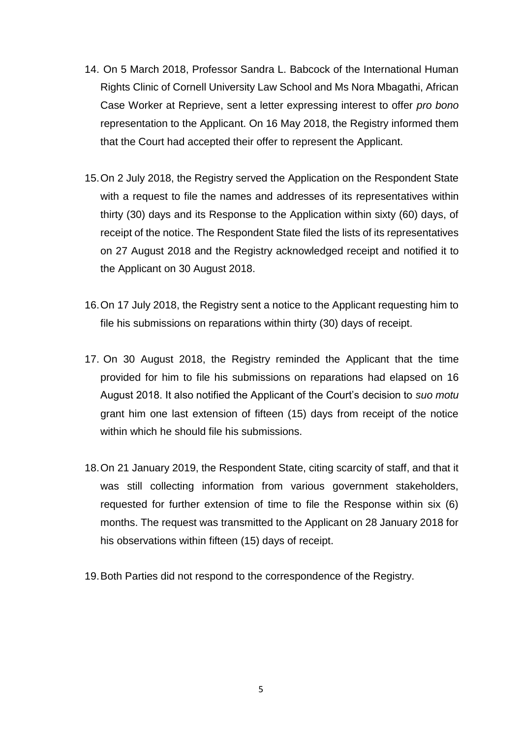14. On 5 March 2018, Professor Sandra L. Babcock of the International Human Rights Clinic of Cornell University Law School and Ms Nora Mbagathi, African Case Worker at Reprieve, sent a letter expressing interest to offer *pro bono* representation to the Applicant. On 16 May 2018, the Registry informed them that the Court had accepted their offer to represent the Applicant.

15. On 2 July 2018, the Registry served the Application on the Respondent State with a request to file the names and addresses of its representatives within thirty (30) days and its Response to the Application within sixty (60) days, of receipt of the notice. The Respondent State filed the lists of its representatives on 27 August 2018 and the Registry acknowledged receipt and notified it to the Applicant on 30 August 2018.

16. On 17 July 2018, the Registry sent a notice to the Applicant requesting him to file his submissions on reparations within thirty (30) days of receipt.

17. On 30 August 2018, the Registry reminded the Applicant that the time provided for him to file his submissions on reparations had elapsed on 16 August 2018. It also notified the Applicant of the Court's decision to *suo motu* grant him one last extension of fifteen (15) days from receipt of the notice within which he should file his submissions.

18. On 21 January 2019, the Respondent State, citing scarcity of staff, and that it was still collecting information from various government stakeholders, requested for further extension of time to file the Response within six (6) months. The request was transmitted to the Applicant on 28 January 2018 for his observations within fifteen (15) days of receipt.

19. Both Parties did not respond to the correspondence of the Registry.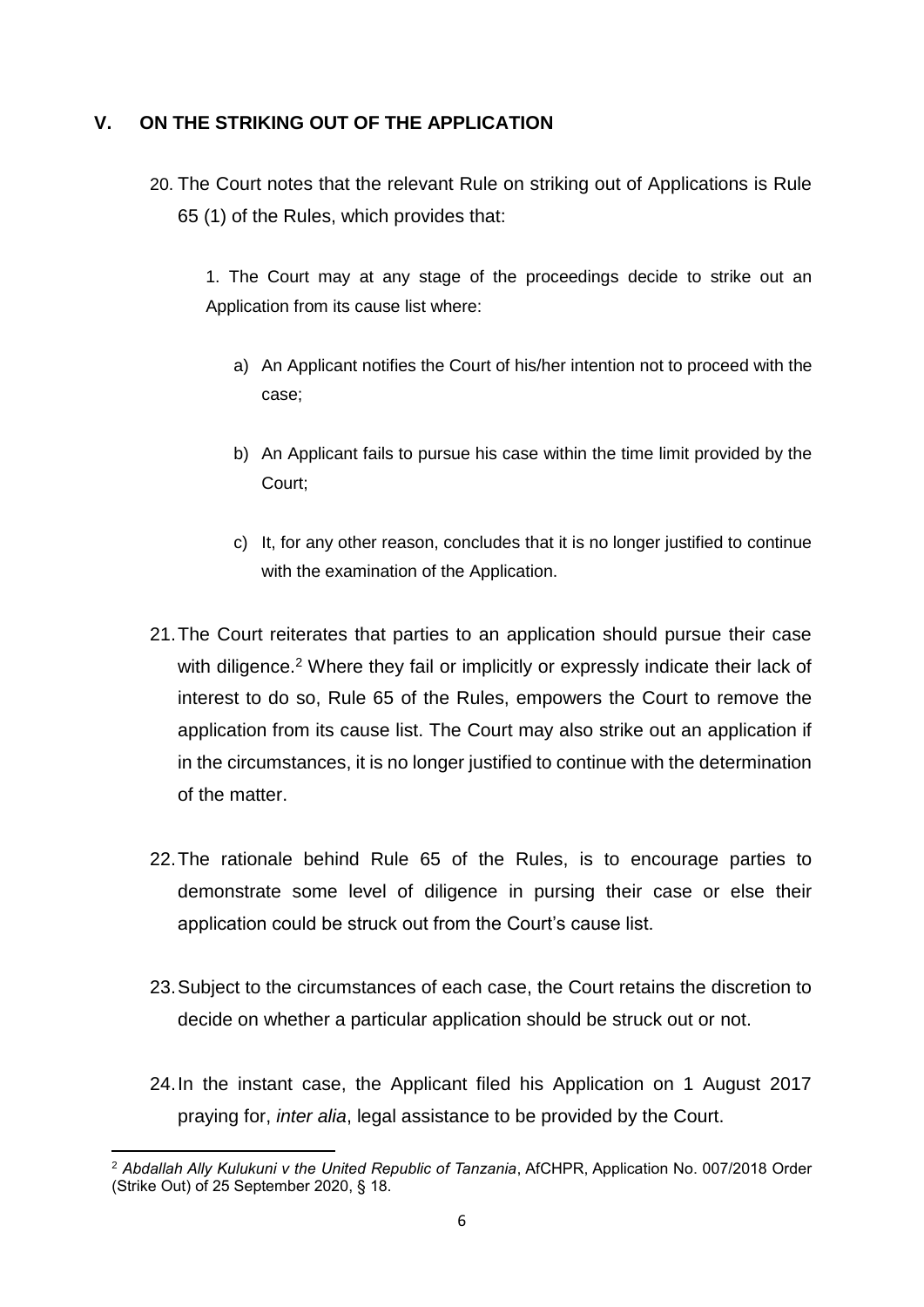## V. ON THE STRIKING OUT OF THE APPLICATION

20. The Court notes that the relevant Rule on striking out of Applications is Rule 65 (1) of the Rules, which provides that:

    1. The Court may at any stage of the proceedings decide to strike out an Application from its cause list where:

        a) An Applicant notifies the Court of his/her intention not to proceed with the case;

        b) An Applicant fails to pursue his case within the time limit provided by the Court;

        c) It, for any other reason, concludes that it is no longer justified to continue with the examination of the Application.

21. The Court reiterates that parties to an application should pursue their case with diligence.[2] Where they fail or implicitly or expressly indicate their lack of interest to do so, Rule 65 of the Rules, empowers the Court to remove the application from its cause list. The Court may also strike out an application if in the circumstances, it is no longer justified to continue with the determination of the matter.

22. The rationale behind Rule 65 of the Rules, is to encourage parties to demonstrate some level of diligence in pursing their case or else their application could be struck out from the Court's cause list.

23. Subject to the circumstances of each case, the Court retains the discretion to decide on whether a particular application should be struck out or not.

24. In the instant case, the Applicant filed his Application on 1 August 2017 praying for, *inter alia*, legal assistance to be provided by the Court.

---

[2] *Abdallah Ally Kulukuni v the United Republic of Tanzania*, AfCHPR, Application No. 007/2018 Order (Strike Out) of 25 September 2020, § 18.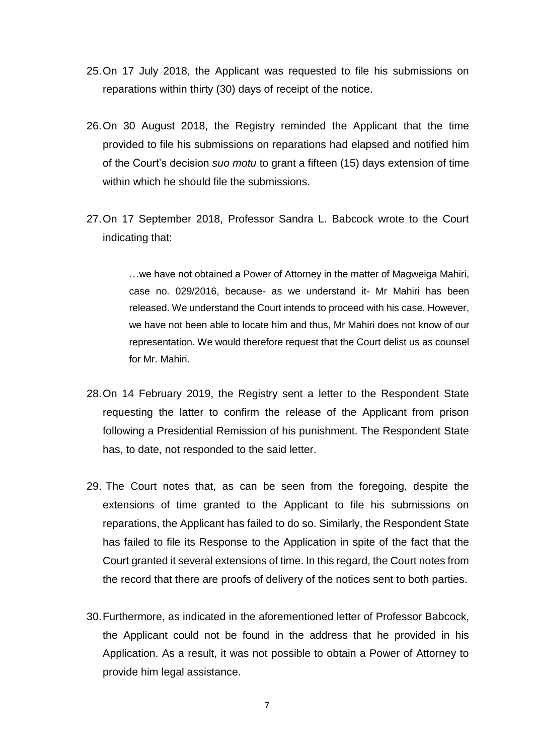25. On 17 July 2018, the Applicant was requested to file his submissions on reparations within thirty (30) days of receipt of the notice.

26. On 30 August 2018, the Registry reminded the Applicant that the time provided to file his submissions on reparations had elapsed and notified him of the Court's decision *suo motu* to grant a fifteen (15) days extension of time within which he should file the submissions.

27. On 17 September 2018, Professor Sandra L. Babcock wrote to the Court indicating that:

> …we have not obtained a Power of Attorney in the matter of Magweiga Mahiri, case no. 029/2016, because- as we understand it- Mr Mahiri has been released. We understand the Court intends to proceed with his case. However, we have not been able to locate him and thus, Mr Mahiri does not know of our representation. We would therefore request that the Court delist us as counsel for Mr. Mahiri.

28. On 14 February 2019, the Registry sent a letter to the Respondent State requesting the latter to confirm the release of the Applicant from prison following a Presidential Remission of his punishment. The Respondent State has, to date, not responded to the said letter.

29. The Court notes that, as can be seen from the foregoing, despite the extensions of time granted to the Applicant to file his submissions on reparations, the Applicant has failed to do so. Similarly, the Respondent State has failed to file its Response to the Application in spite of the fact that the Court granted it several extensions of time. In this regard, the Court notes from the record that there are proofs of delivery of the notices sent to both parties.

30. Furthermore, as indicated in the aforementioned letter of Professor Babcock, the Applicant could not be found in the address that he provided in his Application. As a result, it was not possible to obtain a Power of Attorney to provide him legal assistance.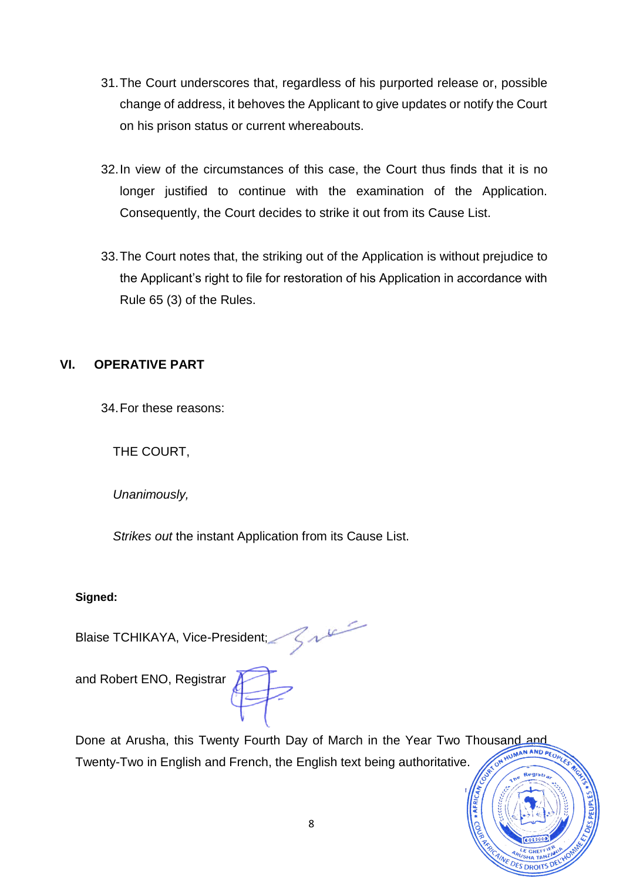31. The Court underscores that, regardless of his purported release or, possible change of address, it behoves the Applicant to give updates or notify the Court on his prison status or current whereabouts.

32. In view of the circumstances of this case, the Court thus finds that it is no longer justified to continue with the examination of the Application. Consequently, the Court decides to strike it out from its Cause List.

33. The Court notes that, the striking out of the Application is without prejudice to the Applicant's right to file for restoration of his Application in accordance with Rule 65 (3) of the Rules.

## VI. OPERATIVE PART

34. For these reasons:

THE COURT,

*Unanimously,*

*Strikes out* the instant Application from its Cause List.

**Signed:**

Blaise TCHIKAYA, Vice-President;

and Robert ENO, Registrar

Done at Arusha, this Twenty Fourth Day of March in the Year Two Thousand and Twenty-Two in English and French, the English text being authoritative.